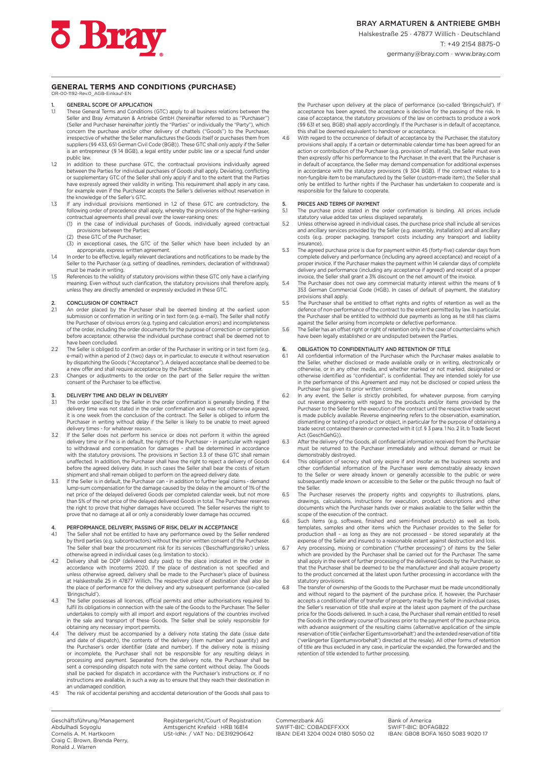BRAY ARMATUREN & ANTRIEBE GMBH
Halskestraße 25 · 47877 Willich · Deutschland
T: +49 2154 8875-0
germany@bray.com · www.bray.com

# GENERAL TERMS AND CONDITIONS (PURCHASE)

OR-00-1192-Rev.0_AGB-Einkauf-EN

## 1. GENERAL SCOPE OF APPLICATION

1.1 These General Terms and Conditions (GTC) apply to all business relations between the Seller and Bray Armaturen & Antriebe GmbH (hereinafter referred to as "Purchaser") (Seller and Purchaser hereinafter jointly the "Parties" or individually the "Party"), which concern the purchase and/or other delivery of chattels ("Goods") to the Purchaser, irrespective of whether the Seller manufactures the Goods itself or purchases them from suppliers (§§ 433, 651 German Civil Code (BGB)). These GTC shall only apply if the Seller is an entrepreneur (§ 14 BGB), a legal entity under public law or a special fund under public law.

1.2 In addition to these purchase GTC, the contractual provisions individually agreed between the Parties for individual purchases of Goods shall apply. Deviating, conflicting or supplementary GTC of the Seller shall only apply if and to the extent that the Parties have expressly agreed their validity in writing. This requirement shall apply in any case, for example even if the Purchaser accepts the Seller's deliveries without reservation in the knowledge of the Seller's GTC.

1.3 If any individual provisions mentioned in 1.2 of these GTC are contradictory, the following order of precedence shall apply, whereby the provisions of the higher-ranking contractual agreements shall prevail over the lower-ranking ones:
(1) in the case of individual purchases of Goods, individually agreed contractual provisions between the Parties;
(2) these GTC of the Purchaser;
(3) in exceptional cases, the GTC of the Seller which have been included by an appropriate, express written agreement.

1.4 In order to be effective, legally relevant declarations and notifications to be made by the Seller to the Purchaser (e.g. setting of deadlines, reminders, declaration of withdrawal) must be made in writing.

1.5 References to the validity of statutory provisions within these GTC only have a clarifying meaning. Even without such clarification, the statutory provisions shall therefore apply, unless they are directly amended or expressly excluded in these GTC.

## 2. CONCLUSION OF CONTRACT

2.1 An order placed by the Purchaser shall be deemed binding at the earliest upon submission or confirmation in writing or in text form (e.g. e-mail). The Seller shall notify the Purchaser of obvious errors (e.g. typing and calculation errors) and incompleteness of the order, including the order documents for the purpose of correction or completion before acceptance; otherwise the individual purchase contract shall be deemed not to have been concluded.

2.2 The Seller is obliged to confirm an order of the Purchaser in writing or in text form (e.g. e-mail) within a period of 2 (two) days or, in particular, to execute it without reservation by dispatching the Goods ("Acceptance"). A delayed acceptance shall be deemed to be a new offer and shall require acceptance by the Purchaser.

2.3 Changes or adjustments to the order on the part of the Seller require the written consent of the Purchaser to be effective.

## 3. DELIVERY TIME AND DELAY IN DELIVERY

3.1 The order specified by the Seller in the order confirmation is generally binding. If the delivery time was not stated in the order confirmation and was not otherwise agreed, it is one week from the conclusion of the contract. The Seller is obliged to inform the Purchaser in writing without delay if the Seller is likely to be unable to meet agreed delivery times - for whatever reason.

3.2 If the Seller does not perform his service or does not perform it within the agreed delivery time or if he is in default, the rights of the Purchaser - in particular with regard to withdrawal and compensation for damages - shall be determined in accordance with the statutory provisions. The provisions in Section 3.3 of these GTC shall remain unaffected. In addition, the Purchaser shall have the right to reject a delivery of Goods before the agreed delivery date. In such cases the Seller shall bear the costs of return shipment and shall remain obliged to perform on the agreed delivery date.

3.3 If the Seller is in default, the Purchaser can - in addition to further legal claims - demand lump-sum compensation for the damage caused by the delay in the amount of 1% of the net price of the delayed delivered Goods per completed calendar week, but not more than 5% of the net price of the delayed delivered Goods in total. The Purchaser reserves the right to prove that higher damages have occurred. The Seller reserves the right to prove that no damage at all or only a considerably lower damage has occurred.

## 4. PERFORMANCE, DELIVERY, PASSING OF RISK, DELAY IN ACCEPTANCE

4.1 The Seller shall not be entitled to have any performance owed by the Seller rendered by third parties (e.g. subcontractors) without the prior written consent of the Purchaser. The Seller shall bear the procurement risk for its services ('Beschaffungsrisiko') unless otherwise agreed in individual cases (e.g. limitation to stock).

4.2 Delivery shall be DDP (delivered duty paid) to the place indicated in the order in accordance with Incoterms 2020. If the place of destination is not specified and unless otherwise agreed, delivery shall be made to the Purchaser's place of business at Halskestraße 25 in 47877 Willich. The respective place of destination shall also be the place of performance for the delivery and any subsequent performance (so-called 'Bringschuld').

4.3 The Seller possesses all licences, official permits and other authorisations required to fulfil its obligations in connection with the sale of the Goods to the Purchaser. The Seller undertakes to comply with all import and export regulations of the countries involved in the sale and transport of these Goods. The Seller shall be solely responsible for obtaining any necessary import permits.

4.4 The delivery must be accompanied by a delivery note stating the date (issue date and date of dispatch), the contents of the delivery (item number and quantity) and the Purchaser's order identifier (date and number). If the delivery note is missing or incomplete, the Purchaser shall not be responsible for any resulting delays in processing and payment. Separated from the delivery note, the Purchaser shall be sent a corresponding dispatch note with the same content without delay. The Goods shall be packed for dispatch in accordance with the Purchaser's instructions or, if no instructions are available, in such a way as to ensure that they reach their destination in an undamaged condition.

4.5 The risk of accidental perishing and accidental deterioration of the Goods shall pass to the Purchaser upon delivery at the place of performance (so-called 'Bringschuld'). If acceptance has been agreed, the acceptance is decisive for the passing of the risk. In case of acceptance, the statutory provisions of the law on contracts to produce a work (§§ 631 et seq. BGB) shall apply accordingly. If the Purchaser is in default of acceptance, this shall be deemed equivalent to handover or acceptance.

4.6 With regard to the occurrence of default of acceptance by the Purchaser, the statutory provisions shall apply. If a certain or determinable calendar time has been agreed for an action or contribution of the Purchaser (e.g. provision of material), the Seller must even then expressly offer his performance to the Purchaser. In the event that the Purchaser is in default of acceptance, the Seller may demand compensation for additional expenses in accordance with the statutory provisions (§ 304 BGB). If the contract relates to a non-fungible item to be manufactured by the Seller (custom-made item), the Seller shall only be entitled to further rights if the Purchaser has undertaken to cooperate and is responsible for the failure to cooperate.

## 5. PRICES AND TERMS OF PAYMENT

5.1 The purchase price stated in the order confirmation is binding. All prices include statutory value added tax unless displayed separately.

5.2 Unless otherwise agreed in individual cases, the purchase price shall include all services and ancillary services provided by the Seller (e.g. assembly, installation) and all ancillary costs (e.g. proper packaging, transport costs including any transport and liability insurance).

5.3 The agreed purchase price is due for payment within 45 (forty-five) calendar days from complete delivery and performance (including any agreed acceptance) and receipt of a proper invoice. If the Purchaser makes the payment within 14 calendar days of complete delivery and performance (including any acceptance if agreed) and receipt of a proper invoice, the Seller shall grant a 3% discount on the net amount of the invoice.

5.4 The Purchaser does not owe any commercial maturity interest within the means of § 353 German Commercial Code (HGB). In cases of default of payment, the statutory provisions shall apply.

5.5 The Purchaser shall be entitled to offset rights and rights of retention as well as the defence of non-performance of the contract to the extent permitted by law. In particular, the Purchaser shall be entitled to withhold due payments as long as he still has claims against the Seller arising from incomplete or defective performance.

5.6 The Seller has an offset right or right of retention only in the case of counterclaims which have been legally established or are undisputed between the Parties.

## 6. OBLIGATION TO CONFIDENTIALITY AND RETENTION OF TITLE

6.1 All confidential information of the Purchaser which the Purchaser makes available to the Seller, whether disclosed or made available orally or in writing, electronically or otherwise, or in any other media, and whether marked or not marked, designated or otherwise identified as "confidential", is confidential. They are intended solely for use in the performance of this Agreement and may not be disclosed or copied unless the Purchaser has given its prior written consent.

6.2 In any event, the Seller is strictly prohibited, for whatever purpose, from carrying out reverse engineering with regard to the products and/or items provided by the Purchaser to the Seller for the execution of the contract until the respective trade secret is made publicly available. Reverse engineering refers to the observation, examination, dismantling or testing of a product or object, in particular for the purpose of obtaining a trade secret contained therein or connected with it (cf. § 3 para. 1 No. 2 lit. b Trade Secret Act (GeschGehG)).

6.3 After the delivery of the Goods, all confidential information received from the Purchaser must be returned to the Purchaser immediately and without demand or must be demonstrably destroyed.

6.4 This obligation of secrecy shall only expire if and insofar as the business secrets and other confidential information of the Purchaser were demonstrably already known to the Seller or were already known or generally accessible to the public or were subsequently made known or accessible to the Seller or the public through no fault of the Seller.

6.5 The Purchaser reserves the property rights and copyrights to illustrations, plans, drawings, calculations, instructions for execution, product descriptions and other documents which the Purchaser hands over or makes available to the Seller within the scope of the execution of the contract.

6.6 Such items (e.g. software, finished and semi-finished products) as well as tools, templates, samples and other items which the Purchaser provides to the Seller for production shall - as long as they are not processed - be stored separately at the expense of the Seller and insured to a reasonable extent against destruction and loss.

6.7 Any processing, mixing or combination ("further processing") of items by the Seller which are provided by the Purchaser shall be carried out for the Purchaser. The same shall apply in the event of further processing of the delivered Goods by the Purchaser, so that the Purchaser shall be deemed to be the manufacturer and shall acquire property to the product concerned at the latest upon further processing in accordance with the statutory provisions.

6.8 The transfer of ownership of the Goods to the Purchaser must be made unconditionally and without regard to the payment of the purchase price. If, however, the Purchaser accepts a conditional offer of transfer of property made by the Seller in individual cases, the Seller's reservation of title shall expire at the latest upon payment of the purchase price for the Goods delivered. In such a case, the Purchaser shall remain entitled to resell the Goods in the ordinary course of business prior to the payment of the purchase price, with advance assignment of the resulting claims (alternative application of the simple reservation of title ('einfacher Eigentumsvorbehalt') and the extended reservation of title ('verlängerter Eigentumsvorbehalt') directed at the resale). All other forms of retention of title are thus excluded in any case, in particular the expanded, the forwarded and the retention of title extended to further processing.

Geschäftsführung/Management
Abdulhadi Soyoglu
Cornelis A. M. Hartkoorn
Craig C. Brown, Brenda Perry,
Ronald J. Warren

Registergericht/Court of Registration
Amtsgericht Krefeld · HRB 16814
USt-IdNr. / VAT No.: DE319290642

Commerzbank AG
SWIFT-BIC: COBADEFFXXX
IBAN: DE41 3204 0024 0180 5050 02

Bank of America
SWIFT-BIC: BOFAGB22
IBAN: GB08 BOFA 1650 5083 9020 17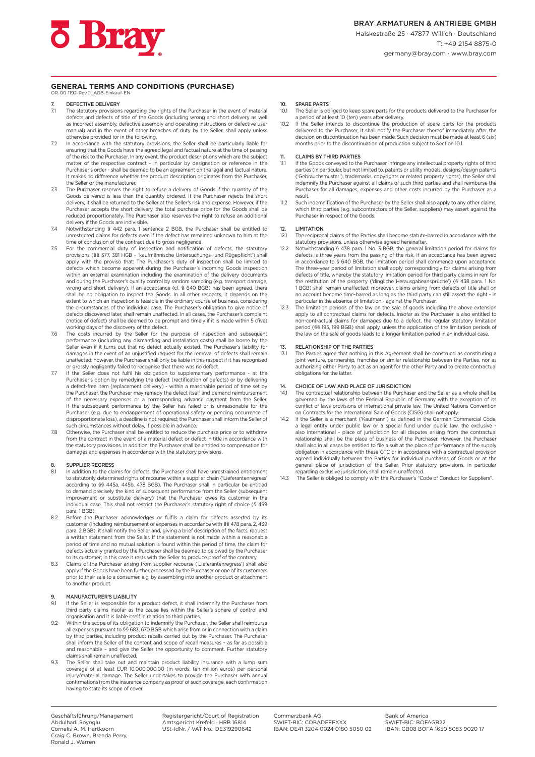## GENERAL TERMS AND CONDITIONS (PURCHASE)

OR-00-1192-Rev.0_AGB-Einkauf-EN

### 7. DEFECTIVE DELIVERY

7.1 The statutory provisions regarding the rights of the Purchaser in the event of material defects and defects of title of the Goods (including wrong and short delivery as well as incorrect assembly, defective assembly and operating instructions or defective user manual) and in the event of other breaches of duty by the Seller, shall apply unless otherwise provided for in the following.

7.2 In accordance with the statutory provisions, the Seller shall be particularly liable for ensuring that the Goods have the agreed legal and factual nature at the time of passing of the risk to the Purchaser. In any event, the product descriptions which are the subject matter of the respective contract - in particular by designation or reference in the Purchaser's order - shall be deemed to be an agreement on the legal and factual nature. It makes no difference whether the product description originates from the Purchaser, the Seller or the manufacturer.

7.3 The Purchaser reserves the right to refuse a delivery of Goods if the quantity of the Goods delivered is less than the quantity ordered. If the Purchaser rejects the short delivery, it shall be returned to the Seller at the Seller's risk and expense. However, if the Purchaser accepts the short delivery, the total purchase price for the Goods shall be reduced proportionately. The Purchaser also reserves the right to refuse an additional delivery if the Goods are indivisible.

7.4 Notwithstanding § 442 para. 1 sentence 2 BGB, the Purchaser shall be entitled to unrestricted claims for defects even if the defect has remained unknown to him at the time of conclusion of the contract due to gross negligence.

7.5 For the commercial duty of inspection and notification of defects, the statutory provisions (§§ 377, 381 HGB – 'kaufmännische Untersuchungs- und Rügepflicht') shall apply with the proviso that: The Purchaser's duty of inspection shall be limited to defects which become apparent during the Purchaser's incoming Goods inspection within an external examination including the examination of the delivery documents and during the Purchaser's quality control by random sampling (e.g. transport damage, wrong and short delivery). If an acceptance (cf. § 640 BGB) has been agreed, there shall be no obligation to inspect the Goods. In all other respects, it depends on the extent to which an inspection is feasible in the ordinary course of business, considering the circumstances of the individual case. The Purchaser's obligation to give notice of defects discovered later, shall remain unaffected. In all cases, the Purchaser's complaint (notice of defect) shall be deemed to be prompt and timely if it is made within 5 (five) working days of the discovery of the defect.

7.6 The costs incurred by the Seller for the purpose of inspection and subsequent performance (including any dismantling and installation costs) shall be borne by the Seller even if it turns out that no defect actually existed. The Purchaser's liability for damages in the event of an unjustified request for the removal of defects shall remain unaffected; however, the Purchaser shall only be liable in this respect if it has recognised or grossly negligently failed to recognise that there was no defect.

7.7 If the Seller does not fulfil his obligation to supplementary performance - at the Purchaser's option by remedying the defect (rectification of defects) or by delivering a defect-free item (replacement delivery) - within a reasonable period of time set by the Purchaser, the Purchaser may remedy the defect itself and demand reimbursement of the necessary expenses or a corresponding advance payment from the Seller. If the subsequent performance by the Seller has failed or is unreasonable for the Purchaser (e.g. due to endangerment of operational safety or pending occurrence of disproportionate loss), a deadline is not required; the Purchaser shall inform the Seller of such circumstances without delay, if possible in advance.

7.8 Otherwise, the Purchaser shall be entitled to reduce the purchase price or to withdraw from the contract in the event of a material defect or defect in title in accordance with the statutory provisions. In addition, the Purchaser shall be entitled to compensation for damages and expenses in accordance with the statutory provisions.

### 8. SUPPLIER REGRESS

8.1 In addition to the claims for defects, the Purchaser shall have unrestrained entitlement to statutorily determined rights of recourse within a supplier chain ('Lieferantenregress' according to §§ 445a, 445b, 478 BGB). The Purchaser shall in particular be entitled to demand precisely the kind of subsequent performance from the Seller (subsequent improvement or substitute delivery) that the Purchaser owes its customer in the individual case. This shall not restrict the Purchaser's statutory right of choice (§ 439 para. 1 BGB).

8.2 Before the Purchaser acknowledges or fulfils a claim for defects asserted by its customer (including reimbursement of expenses in accordance with §§ 478 para. 2, 439 para. 2 BGB), it shall notify the Seller and, giving a brief description of the facts, request a written statement from the Seller. If the statement is not made within a reasonable period of time and no mutual solution is found within this period of time, the claim for defects actually granted by the Purchaser shall be deemed to be owed by the Purchaser to its customer; in this case it rests with the Seller to produce proof of the contrary.

8.3 Claims of the Purchaser arising from supplier recourse ('Lieferantenregress') shall also apply if the Goods have been further processed by the Purchaser or one of its customers prior to their sale to a consumer, e.g. by assembling into another product or attachment to another product.

### 9. MANUFACTURER'S LIABILITY

9.1 If the Seller is responsible for a product defect, it shall indemnify the Purchaser from third party claims insofar as the cause lies within the Seller's sphere of control and organisation and it is liable itself in relation to third parties.

9.2 Within the scope of its obligation to indemnify the Purchaser, the Seller shall reimburse all expenses pursuant to §§ 683, 670 BGB which arise from or in connection with a claim by third parties, including product recalls carried out by the Purchaser. The Purchaser shall inform the Seller of the content and scope of recall measures – as far as possible and reasonable – and give the Seller the opportunity to comment. Further statutory claims shall remain unaffected.

9.3 The Seller shall take out and maintain product liability insurance with a lump sum coverage of at least EUR 10,000,000.00 (in words: ten million euros) per personal injury/material damage. The Seller undertakes to provide the Purchaser with annual confirmations from the insurance company as proof of such coverage, each confirmation having to state its scope of cover.

### 10. SPARE PARTS

10.1 The Seller is obliged to keep spare parts for the products delivered to the Purchaser for a period of at least 10 (ten) years after delivery.

10.2 If the Seller intends to discontinue the production of spare parts for the products delivered to the Purchaser, it shall notify the Purchaser thereof immediately after the decision on discontinuation has been made. Such decision must be made at least 6 (six) months prior to the discontinuation of production subject to Section 10.1.

### 11. CLAIMS BY THIRD PARTIES

11.1 If the Goods conveyed to the Purchaser infringe any intellectual property rights of third parties (in particular, but not limited to, patents or utility models, designs/design patents ('Gebrauchsmuster'), trademarks, copyrights or related property rights), the Seller shall indemnify the Purchaser against all claims of such third parties and shall reimburse the Purchaser for all damages, expenses and other costs incurred by the Purchaser as a result.

11.2 Such indemnification of the Purchaser by the Seller shall also apply to any other claims, which third parties (e.g. subcontractors of the Seller, suppliers) may assert against the Purchaser in respect of the Goods.

### 12. LIMITATION

12.1 The reciprocal claims of the Parties shall become statute-barred in accordance with the statutory provisions, unless otherwise agreed hereinafter.

12.2 Notwithstanding § 438 para. 1 No. 3 BGB, the general limitation period for claims for defects is three years from the passing of the risk. If an acceptance has been agreed in accordance to § 640 BGB, the limitation period shall commence upon acceptance. The three-year period of limitation shall apply correspondingly for claims arising from defects of title, whereby the statutory limitation period for third party claims in rem for the restitution of the property ('dingliche Herausgabeansprüche') (§ 438 para. 1 No. 1 BGB) shall remain unaffected; moreover, claims arising from defects of title shall on no account become time-barred as long as the third party can still assert the right - in particular in the absence of limitation - against the Purchaser.

12.3 The limitation periods of the law on the sale of goods including the above extension apply to all contractual claims for defects. Insofar as the Purchaser is also entitled to non-contractual claims for damages due to a defect, the regular statutory limitation period (§§ 195, 199 BGB) shall apply, unless the application of the limitation periods of the law on the sale of goods leads to a longer limitation period in an individual case.

### 13. RELATIONSHIP OF THE PARTIES

13.1 The Parties agree that nothing in this Agreement shall be construed as constituting a joint venture, partnership, franchise or similar relationship between the Parties, nor as authorizing either Party to act as an agent for the other Party and to create contractual obligations for the latter.

### 14. CHOICE OF LAW AND PLACE OF JURISDICTION

14.1 The contractual relationship between the Purchaser and the Seller as a whole shall be governed by the laws of the Federal Republic of Germany with the exception of its conflict of laws provisions of international private law. The United Nations Convention on Contracts for the International Sale of Goods (CISG) shall not apply.

14.2 If the Seller is a merchant ('Kaufmann') as defined in the German Commercial Code, a legal entity under public law or a special fund under public law, the exclusive - also international - place of jurisdiction for all disputes arising from the contractual relationship shall be the place of business of the Purchaser. However, the Purchaser shall also in all cases be entitled to file a suit at the place of performance of the supply obligation in accordance with these GTC or in accordance with a contractual provision agreed individually between the Parties for individual purchases of Goods or at the general place of jurisdiction of the Seller. Prior statutory provisions, in particular regarding exclusive jurisdiction, shall remain unaffected.

14.3 The Seller is obliged to comply with the Purchaser's "Code of Conduct for Suppliers".